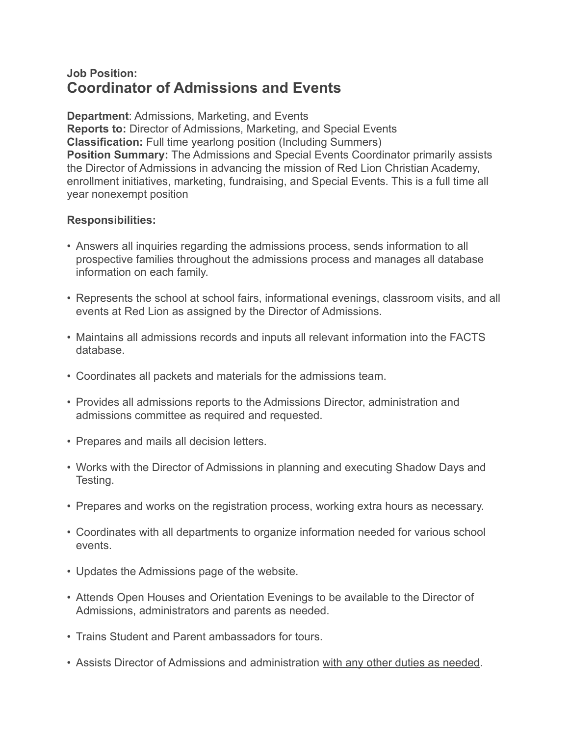**Job Position:**

# Coordinator of Admissions and Events

**Department**: Admissions, Marketing, and Events
**Reports to:** Director of Admissions, Marketing, and Special Events
**Classification:** Full time yearlong position (Including Summers)
**Position Summary:** The Admissions and Special Events Coordinator primarily assists the Director of Admissions in advancing the mission of Red Lion Christian Academy, enrollment initiatives, marketing, fundraising, and Special Events. This is a full time all year nonexempt position

**Responsibilities:**

- Answers all inquiries regarding the admissions process, sends information to all prospective families throughout the admissions process and manages all database information on each family.
- Represents the school at school fairs, informational evenings, classroom visits, and all events at Red Lion as assigned by the Director of Admissions.
- Maintains all admissions records and inputs all relevant information into the FACTS database.
- Coordinates all packets and materials for the admissions team.
- Provides all admissions reports to the Admissions Director, administration and admissions committee as required and requested.
- Prepares and mails all decision letters.
- Works with the Director of Admissions in planning and executing Shadow Days and Testing.
- Prepares and works on the registration process, working extra hours as necessary.
- Coordinates with all departments to organize information needed for various school events.
- Updates the Admissions page of the website.
- Attends Open Houses and Orientation Evenings to be available to the Director of Admissions, administrators and parents as needed.
- Trains Student and Parent ambassadors for tours.
- Assists Director of Admissions and administration with any other duties as needed.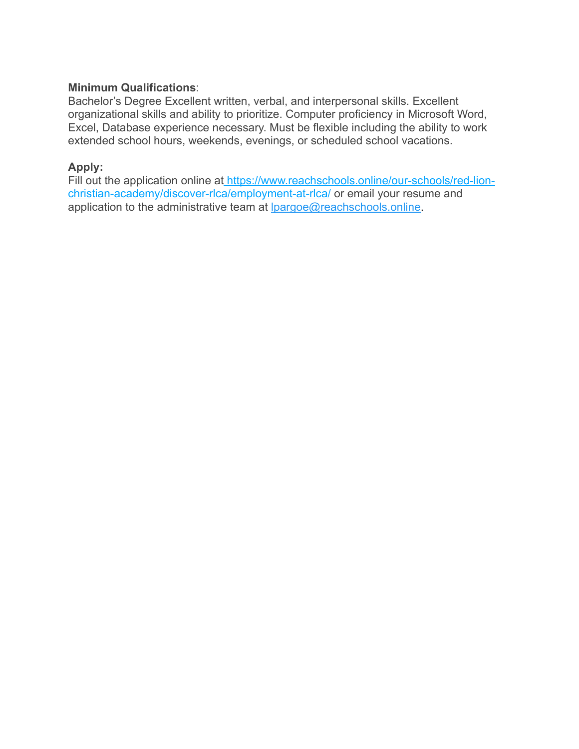**Minimum Qualifications**:
Bachelor's Degree Excellent written, verbal, and interpersonal skills. Excellent organizational skills and ability to prioritize. Computer proficiency in Microsoft Word, Excel, Database experience necessary. Must be flexible including the ability to work extended school hours, weekends, evenings, or scheduled school vacations.

**Apply:**
Fill out the application online at [https://www.reachschools.online/our-schools/red-lion-christian-academy/discover-rlca/employment-at-rlca/](https://www.reachschools.online/our-schools/red-lion-christian-academy/discover-rlca/employment-at-rlca/) or email your resume and application to the administrative team at [lpargoe@reachschools.online](mailto:lpargoe@reachschools.online).